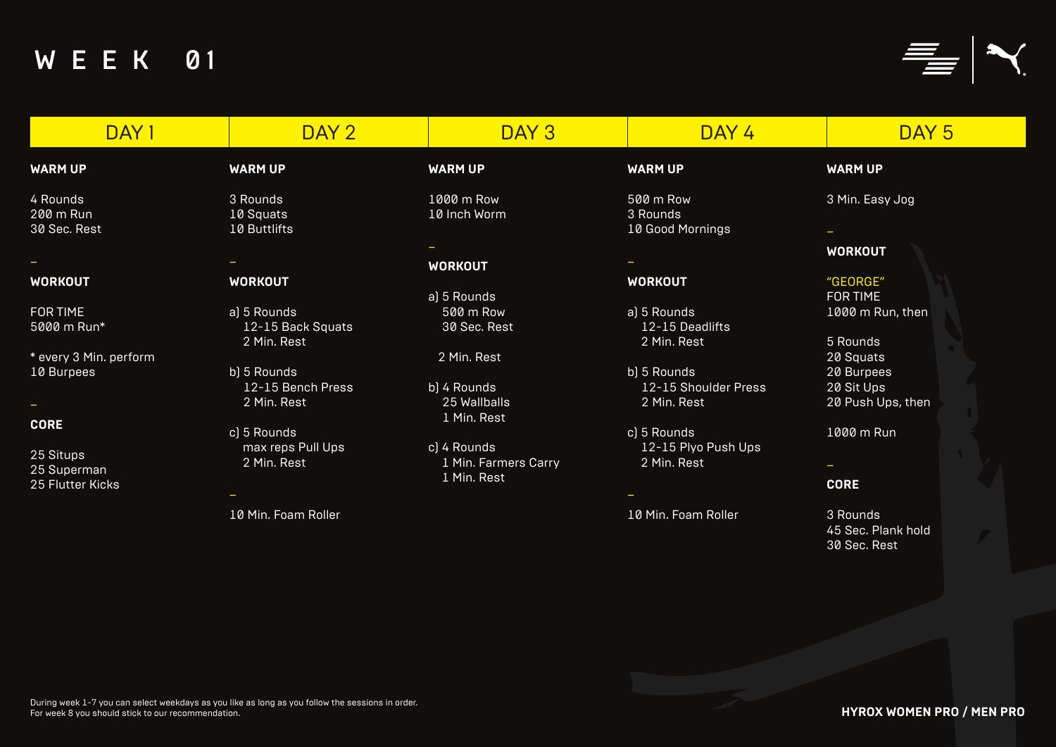# WEEK 01

## DAY 1

**WARM UP**

4 Rounds
200 m Run
30 Sec. Rest

–

**WORKOUT**

FOR TIME
5000 m Run*

* every 3 Min. perform
10 Burpees

–

**CORE**

25 Situps
25 Superman
25 Flutter Kicks

## DAY 2

**WARM UP**

3 Rounds
10 Squats
10 Buttlifts

–

**WORKOUT**

a) 5 Rounds
12-15 Back Squats
2 Min. Rest

b) 5 Rounds
12-15 Bench Press
2 Min. Rest

c) 5 Rounds
max reps Pull Ups
2 Min. Rest

–

10 Min. Foam Roller

## DAY 3

**WARM UP**

1000 m Row
10 Inch Worm

–

**WORKOUT**

a) 5 Rounds
500 m Row
30 Sec. Rest

2 Min. Rest

b) 4 Rounds
25 Wallballs
1 Min. Rest

c) 4 Rounds
1 Min. Farmers Carry
1 Min. Rest

## DAY 4

**WARM UP**

500 m Row
3 Rounds
10 Good Mornings

–

**WORKOUT**

a) 5 Rounds
12-15 Deadlifts
2 Min. Rest

b) 5 Rounds
12-15 Shoulder Press
2 Min. Rest

c) 5 Rounds
12-15 Plyo Push Ups
2 Min. Rest

–

10 Min. Foam Roller

## DAY 5

**WARM UP**

3 Min. Easy Jog

–

**WORKOUT**

"GEORGE"
FOR TIME
1000 m Run, then

5 Rounds
20 Squats
20 Burpees
20 Sit Ups
20 Push Ups, then

1000 m Run

–

**CORE**

3 Rounds
45 Sec. Plank hold
30 Sec. Rest

During week 1-7 you can select weekdays as you like as long as you follow the sessions in order.
For week 8 you should stick to our recommendation.

**HYROX WOMEN PRO / MEN PRO**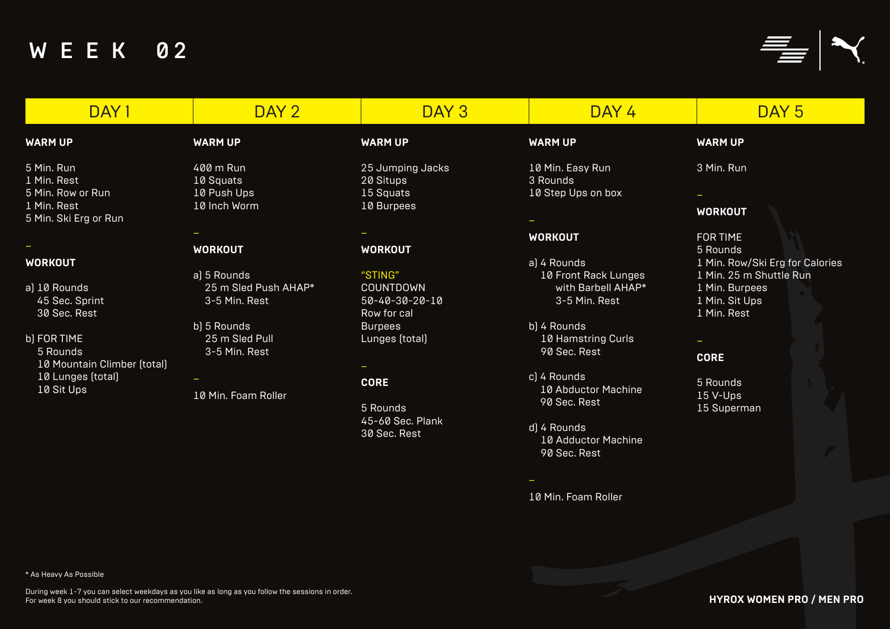# WEEK 02

## DAY 1

**WARM UP**

5 Min. Run
1 Min. Rest
5 Min. Row or Run
1 Min. Rest
5 Min. Ski Erg or Run

–

**WORKOUT**

a) 10 Rounds
   45 Sec. Sprint
   30 Sec. Rest

b) FOR TIME
   5 Rounds
   10 Mountain Climber (total)
   10 Lunges (total)
   10 Sit Ups

## DAY 2

**WARM UP**

400 m Run
10 Squats
10 Push Ups
10 Inch Worm

–

**WORKOUT**

a) 5 Rounds
   25 m Sled Push AHAP*
   3-5 Min. Rest

b) 5 Rounds
   25 m Sled Pull
   3-5 Min. Rest

–

10 Min. Foam Roller

## DAY 3

**WARM UP**

25 Jumping Jacks
20 Situps
15 Squats
10 Burpees

–

**WORKOUT**

"STING"
COUNTDOWN
50-40-30-20-10
Row for cal
Burpees
Lunges (total)

–

**CORE**

5 Rounds
45-60 Sec. Plank
30 Sec. Rest

## DAY 4

**WARM UP**

10 Min. Easy Run
3 Rounds
10 Step Ups on box

–

**WORKOUT**

a) 4 Rounds
   10 Front Rack Lunges
   with Barbell AHAP*
   3-5 Min. Rest

b) 4 Rounds
   10 Hamstring Curls
   90 Sec. Rest

c) 4 Rounds
   10 Abductor Machine
   90 Sec. Rest

d) 4 Rounds
   10 Adductor Machine
   90 Sec. Rest

–

10 Min. Foam Roller

## DAY 5

**WARM UP**

3 Min. Run

–

**WORKOUT**

FOR TIME
5 Rounds
1 Min. Row/Ski Erg for Calories
1 Min. 25 m Shuttle Run
1 Min. Burpees
1 Min. Sit Ups
1 Min. Rest

–

**CORE**

5 Rounds
15 V-Ups
15 Superman

---

* As Heavy As Possible

During week 1-7 you can select weekdays as you like as long as you follow the sessions in order.
For week 8 you should stick to our recommendation.

**HYROX WOMEN PRO / MEN PRO**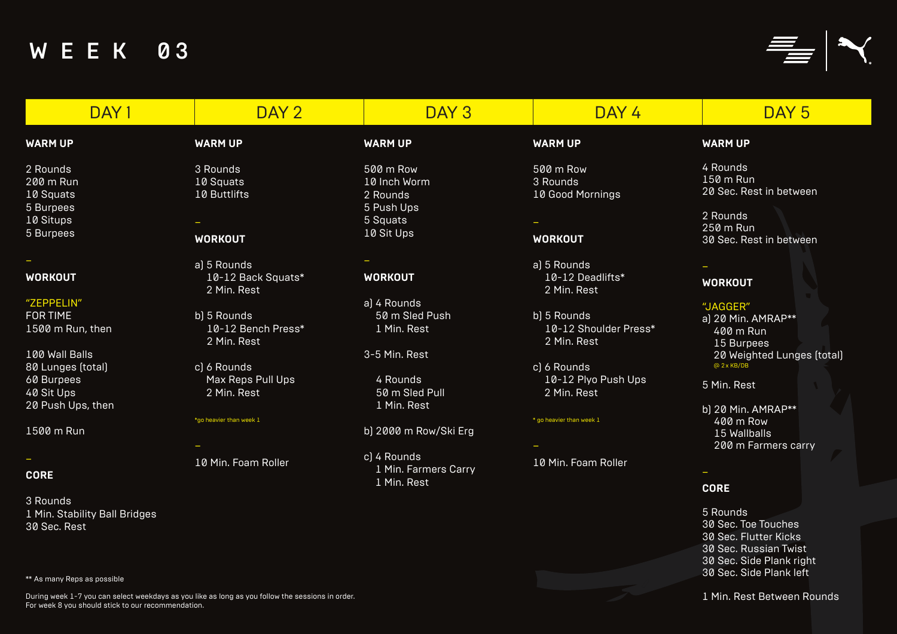# WEEK 03

## DAY 1

**WARM UP**

2 Rounds
200 m Run
10 Squats
5 Burpees
10 Situps
5 Burpees

–

**WORKOUT**

"ZEPPELIN"
FOR TIME
1500 m Run, then

100 Wall Balls
80 Lunges (total)
60 Burpees
40 Sit Ups
20 Push Ups, then

1500 m Run

–

**CORE**

3 Rounds
1 Min. Stability Ball Bridges
30 Sec. Rest

## DAY 2

**WARM UP**

3 Rounds
10 Squats
10 Buttlifts

–

**WORKOUT**

a) 5 Rounds
 10-12 Back Squats*
 2 Min. Rest

b) 5 Rounds
 10-12 Bench Press*
 2 Min. Rest

c) 6 Rounds
 Max Reps Pull Ups
 2 Min. Rest

*go heavier than week 1

–

10 Min. Foam Roller

## DAY 3

**WARM UP**

500 m Row
10 Inch Worm
2 Rounds
5 Push Ups
5 Squats
10 Sit Ups

–

**WORKOUT**

a) 4 Rounds
 50 m Sled Push
 1 Min. Rest

3-5 Min. Rest

 4 Rounds
 50 m Sled Pull
 1 Min. Rest

b) 2000 m Row/Ski Erg

c) 4 Rounds
 1 Min. Farmers Carry
 1 Min. Rest

## DAY 4

**WARM UP**

500 m Row
3 Rounds
10 Good Mornings

–

**WORKOUT**

a) 5 Rounds
 10-12 Deadlifts*
 2 Min. Rest

b) 5 Rounds
 10-12 Shoulder Press*
 2 Min. Rest

c) 6 Rounds
 10-12 Plyo Push Ups
 2 Min. Rest

* go heavier than week 1

–

10 Min. Foam Roller

## DAY 5

**WARM UP**

4 Rounds
150 m Run
20 Sec. Rest in between

2 Rounds
250 m Run
30 Sec. Rest in between

–

**WORKOUT**

"JAGGER"
a) 20 Min. AMRAP**
 400 m Run
 15 Burpees
 20 Weighted Lunges (total)
 @ 2 x KB/DB

5 Min. Rest

b) 20 Min. AMRAP**
 400 m Row
 15 Wallballs
 200 m Farmers carry

–

**CORE**

5 Rounds
30 Sec. Toe Touches
30 Sec. Flutter Kicks
30 Sec. Russian Twist
30 Sec. Side Plank right
30 Sec. Side Plank left

1 Min. Rest Between Rounds

---

** As many Reps as possible

During week 1-7 you can select weekdays as you like as long as you follow the sessions in order.
For week 8 you should stick to our recommendation.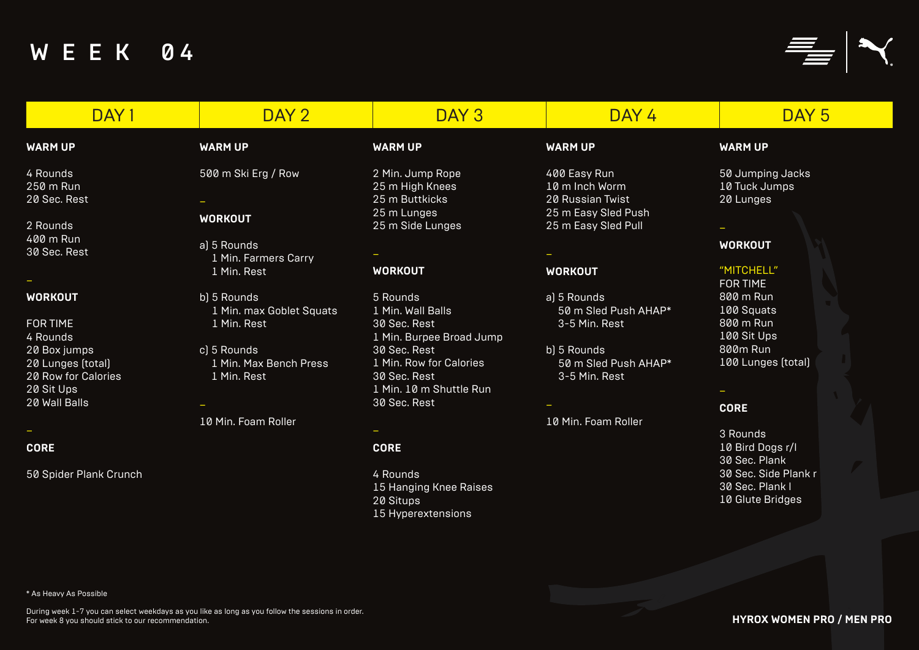# WEEK 04

## DAY 1

**WARM UP**

4 Rounds
250 m Run
20 Sec. Rest

2 Rounds
400 m Run
30 Sec. Rest

–

**WORKOUT**

FOR TIME
4 Rounds
20 Box jumps
20 Lunges (total)
20 Row for Calories
20 Sit Ups
20 Wall Balls

–

**CORE**

50 Spider Plank Crunch

## DAY 2

**WARM UP**

500 m Ski Erg / Row

–

**WORKOUT**

a) 5 Rounds
1 Min. Farmers Carry
1 Min. Rest

b) 5 Rounds
1 Min. max Goblet Squats
1 Min. Rest

c) 5 Rounds
1 Min. Max Bench Press
1 Min. Rest

–

10 Min. Foam Roller

## DAY 3

**WARM UP**

2 Min. Jump Rope
25 m High Knees
25 m Buttkicks
25 m Lunges
25 m Side Lunges

–

**WORKOUT**

5 Rounds
1 Min. Wall Balls
30 Sec. Rest
1 Min. Burpee Broad Jump
30 Sec. Rest
1 Min. Row for Calories
30 Sec. Rest
1 Min. 10 m Shuttle Run
30 Sec. Rest

–

**CORE**

4 Rounds
15 Hanging Knee Raises
20 Situps
15 Hyperextensions

## DAY 4

**WARM UP**

400 Easy Run
10 m Inch Worm
20 Russian Twist
25 m Easy Sled Push
25 m Easy Sled Pull

–

**WORKOUT**

a) 5 Rounds
50 m Sled Push AHAP*
3-5 Min. Rest

b) 5 Rounds
50 m Sled Push AHAP*
3-5 Min. Rest

–

10 Min. Foam Roller

## DAY 5

**WARM UP**

50 Jumping Jacks
10 Tuck Jumps
20 Lunges

–

**WORKOUT**

"MITCHELL"
FOR TIME
800 m Run
100 Squats
800 m Run
100 Sit Ups
800m Run
100 Lunges (total)

–

**CORE**

3 Rounds
10 Bird Dogs r/l
30 Sec. Plank
30 Sec. Side Plank r
30 Sec. Plank l
10 Glute Bridges

* As Heavy As Possible

During week 1-7 you can select weekdays as you like as long as you follow the sessions in order.
For week 8 you should stick to our recommendation.

**HYROX WOMEN PRO / MEN PRO**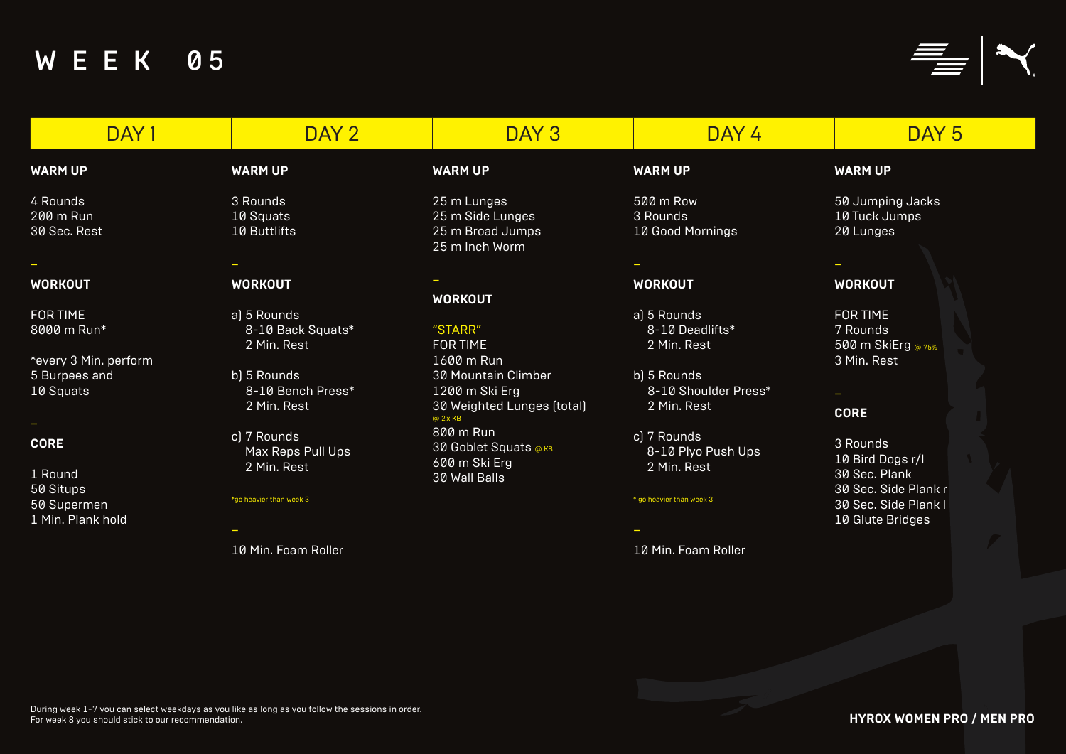# WEEK 05

## DAY 1

**WARM UP**

4 Rounds
200 m Run
30 Sec. Rest

–

**WORKOUT**

FOR TIME
8000 m Run*

*every 3 Min. perform
5 Burpees and
10 Squats

–

**CORE**

1 Round
50 Situps
50 Supermen
1 Min. Plank hold

## DAY 2

**WARM UP**

3 Rounds
10 Squats
10 Buttlifts

–

**WORKOUT**

a) 5 Rounds
8-10 Back Squats*
2 Min. Rest

b) 5 Rounds
8-10 Bench Press*
2 Min. Rest

c) 7 Rounds
Max Reps Pull Ups
2 Min. Rest

*go heavier than week 3

–

10 Min. Foam Roller

## DAY 3

**WARM UP**

25 m Lunges
25 m Side Lunges
25 m Broad Jumps
25 m Inch Worm

–

**WORKOUT**

"STARR"
FOR TIME
1600 m Run
30 Mountain Climber
1200 m Ski Erg
30 Weighted Lunges (total) @ 2 x KB
800 m Run
30 Goblet Squats @ KB
600 m Ski Erg
30 Wall Balls

## DAY 4

**WARM UP**

500 m Row
3 Rounds
10 Good Mornings

–

**WORKOUT**

a) 5 Rounds
8-10 Deadlifts*
2 Min. Rest

b) 5 Rounds
8-10 Shoulder Press*
2 Min. Rest

c) 7 Rounds
8-10 Plyo Push Ups
2 Min. Rest

* go heavier than week 3

–

10 Min. Foam Roller

## DAY 5

**WARM UP**

50 Jumping Jacks
10 Tuck Jumps
20 Lunges

–

**WORKOUT**

FOR TIME
7 Rounds
500 m SkiErg @ 75%
3 Min. Rest

–

**CORE**

3 Rounds
10 Bird Dogs r/l
30 Sec. Plank
30 Sec. Side Plank r
30 Sec. Side Plank l
10 Glute Bridges

During week 1-7 you can select weekdays as you like as long as you follow the sessions in order.
For week 8 you should stick to our recommendation.

**HYROX WOMEN PRO / MEN PRO**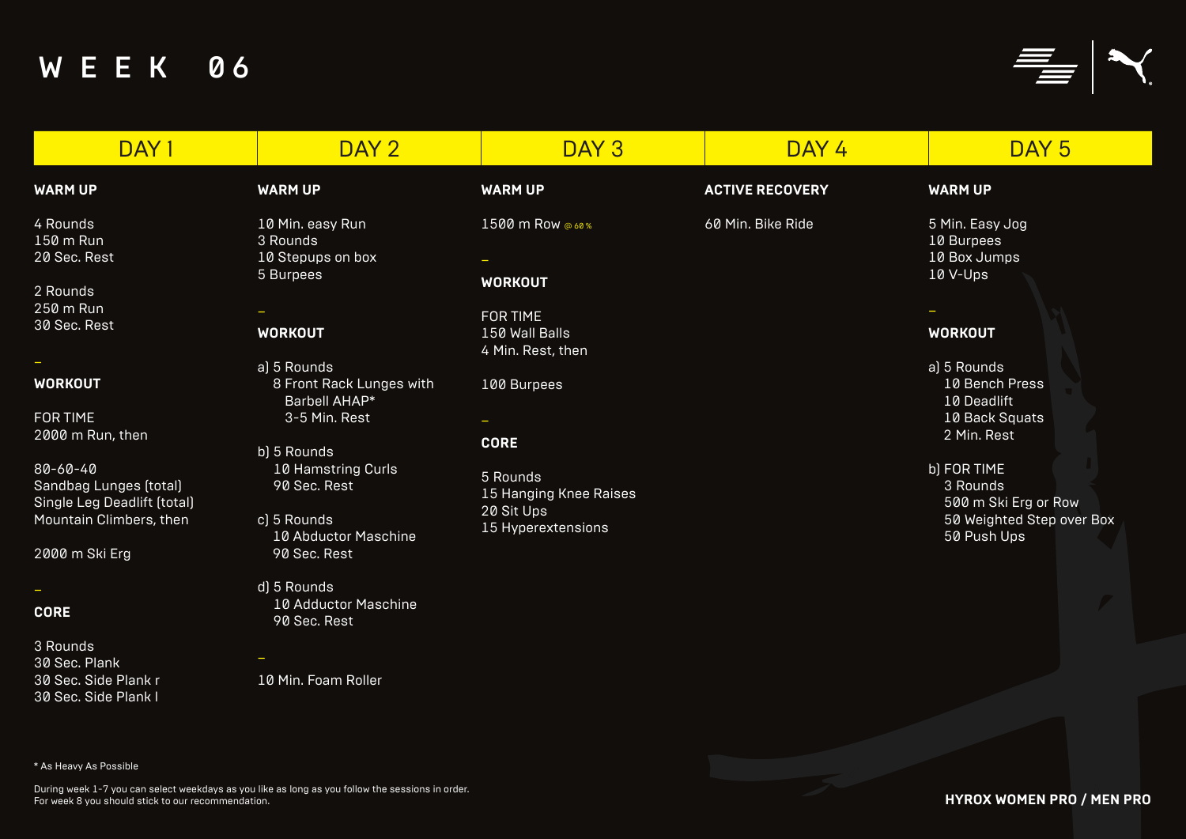# WEEK 06

## DAY 1

**WARM UP**

4 Rounds
150 m Run
20 Sec. Rest

2 Rounds
250 m Run
30 Sec. Rest

–

**WORKOUT**

FOR TIME
2000 m Run, then

80-60-40
Sandbag Lunges (total)
Single Leg Deadlift (total)
Mountain Climbers, then

2000 m Ski Erg

–

**CORE**

3 Rounds
30 Sec. Plank
30 Sec. Side Plank r
30 Sec. Side Plank l

## DAY 2

**WARM UP**

10 Min. easy Run
3 Rounds
10 Stepups on box
5 Burpees

–

**WORKOUT**

a) 5 Rounds
- 8 Front Rack Lunges with Barbell AHAP*
- 3-5 Min. Rest

b) 5 Rounds
- 10 Hamstring Curls
- 90 Sec. Rest

c) 5 Rounds
- 10 Abductor Maschine
- 90 Sec. Rest

d) 5 Rounds
- 10 Adductor Maschine
- 90 Sec. Rest

–

10 Min. Foam Roller

## DAY 3

**WARM UP**

1500 m Row @ 60 %

–

**WORKOUT**

FOR TIME
150 Wall Balls
4 Min. Rest, then

100 Burpees

–

**CORE**

5 Rounds
15 Hanging Knee Raises
20 Sit Ups
15 Hyperextensions

## DAY 4

**ACTIVE RECOVERY**

60 Min. Bike Ride

## DAY 5

**WARM UP**

5 Min. Easy Jog
10 Burpees
10 Box Jumps
10 V-Ups

–

**WORKOUT**

a) 5 Rounds
- 10 Bench Press
- 10 Deadlift
- 10 Back Squats
- 2 Min. Rest

b) FOR TIME
- 3 Rounds
- 500 m Ski Erg or Row
- 50 Weighted Step over Box
- 50 Push Ups

---

* As Heavy As Possible

During week 1-7 you can select weekdays as you like as long as you follow the sessions in order.
For week 8 you should stick to our recommendation.

**HYROX WOMEN PRO / MEN PRO**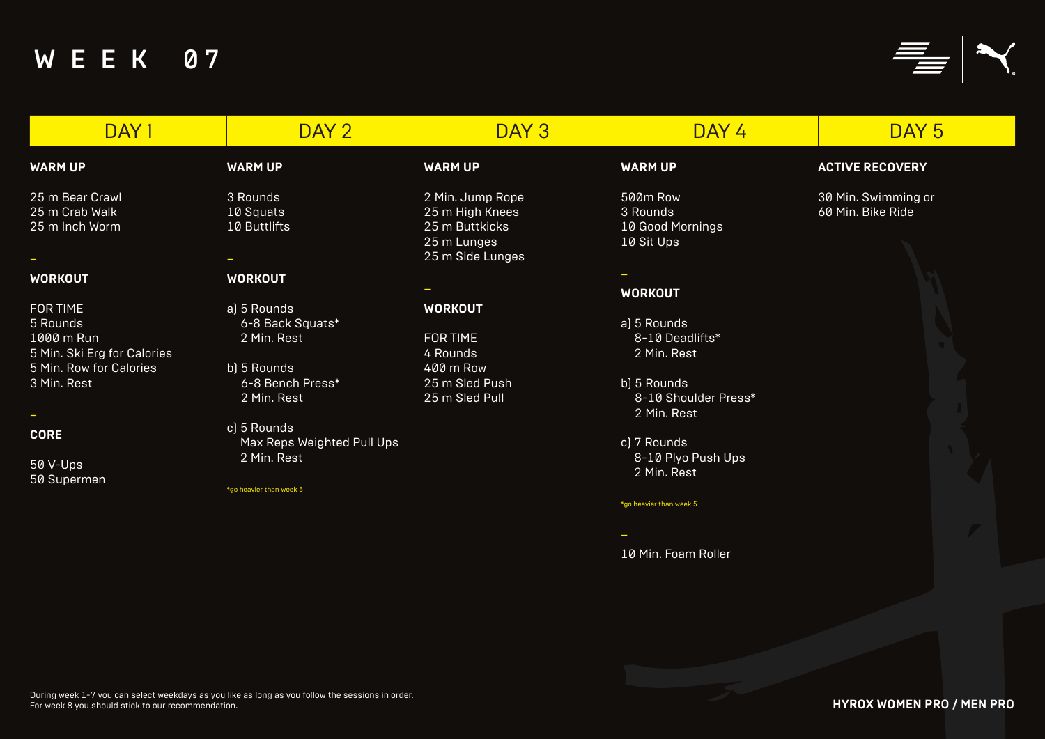# WEEK 07

## DAY 1

**WARM UP**

25 m Bear Crawl
25 m Crab Walk
25 m Inch Worm

–

**WORKOUT**

FOR TIME
5 Rounds
1000 m Run
5 Min. Ski Erg for Calories
5 Min. Row for Calories
3 Min. Rest

–

**CORE**

50 V-Ups
50 Supermen

## DAY 2

**WARM UP**

3 Rounds
10 Squats
10 Buttlifts

–

**WORKOUT**

a) 5 Rounds
6-8 Back Squats*
2 Min. Rest

b) 5 Rounds
6-8 Bench Press*
2 Min. Rest

c) 5 Rounds
Max Reps Weighted Pull Ups
2 Min. Rest

*go heavier than week 5

## DAY 3

**WARM UP**

2 Min. Jump Rope
25 m High Knees
25 m Buttkicks
25 m Lunges
25 m Side Lunges

–

**WORKOUT**

FOR TIME
4 Rounds
400 m Row
25 m Sled Push
25 m Sled Pull

## DAY 4

**WARM UP**

500m Row
3 Rounds
10 Good Mornings
10 Sit Ups

–

**WORKOUT**

a) 5 Rounds
8-10 Deadlifts*
2 Min. Rest

b) 5 Rounds
8-10 Shoulder Press*
2 Min. Rest

c) 7 Rounds
8-10 Plyo Push Ups
2 Min. Rest

*go heavier than week 5

–

10 Min. Foam Roller

## DAY 5

**ACTIVE RECOVERY**

30 Min. Swimming or
60 Min. Bike Ride

During week 1-7 you can select weekdays as you like as long as you follow the sessions in order.
For week 8 you should stick to our recommendation.

**HYROX WOMEN PRO / MEN PRO**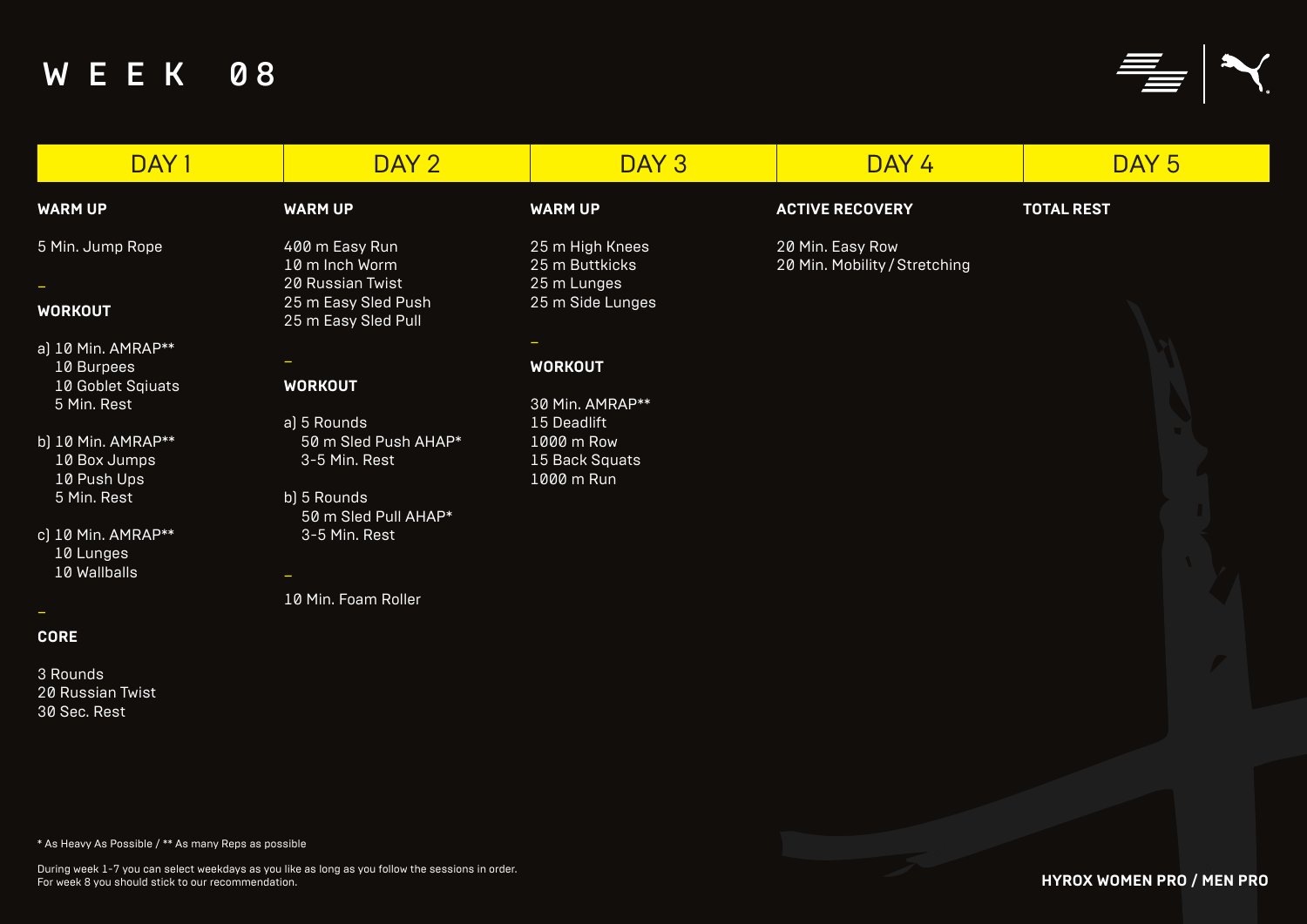# WEEK 08

## DAY 1

**WARM UP**

5 Min. Jump Rope

–

**WORKOUT**

a) 10 Min. AMRAP**
   10 Burpees
   10 Goblet Sqiuats
   5 Min. Rest

b) 10 Min. AMRAP**
   10 Box Jumps
   10 Push Ups
   5 Min. Rest

c) 10 Min. AMRAP**
   10 Lunges
   10 Wallballs

–

**CORE**

3 Rounds
20 Russian Twist
30 Sec. Rest

## DAY 2

**WARM UP**

400 m Easy Run
10 m Inch Worm
20 Russian Twist
25 m Easy Sled Push
25 m Easy Sled Pull

–

**WORKOUT**

a) 5 Rounds
   50 m Sled Push AHAP*
   3-5 Min. Rest

b) 5 Rounds
   50 m Sled Pull AHAP*
   3-5 Min. Rest

–

10 Min. Foam Roller

## DAY 3

**WARM UP**

25 m High Knees
25 m Buttkicks
25 m Lunges
25 m Side Lunges

–

**WORKOUT**

30 Min. AMRAP**
15 Deadlift
1000 m Row
15 Back Squats
1000 m Run

## DAY 4

**ACTIVE RECOVERY**

20 Min. Easy Row
20 Min. Mobility / Stretching

## DAY 5

**TOTAL REST**

---

* As Heavy As Possible / ** As many Reps as possible

During week 1-7 you can select weekdays as you like as long as you follow the sessions in order.
For week 8 you should stick to our recommendation.

**HYROX WOMEN PRO / MEN PRO**